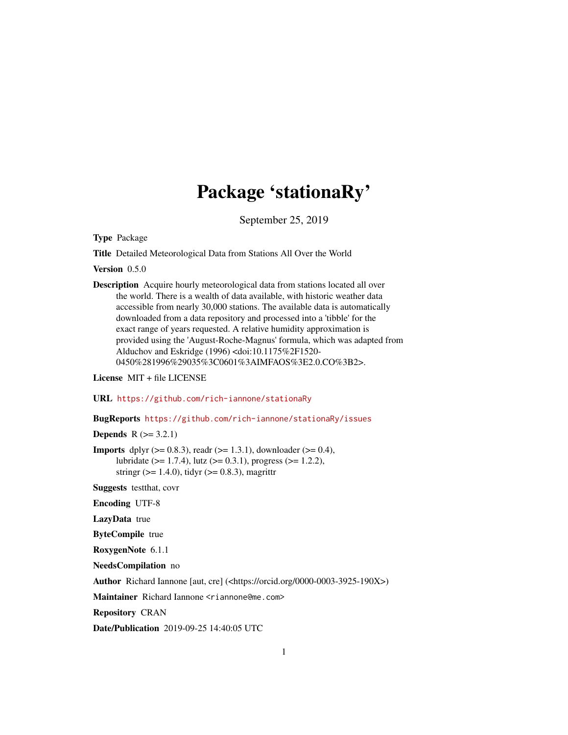# Package 'stationaRy'

September 25, 2019

**Type** Package

**Title** Detailed Meteorological Data from Stations All Over the World

**Version** 0.5.0

**Description** Acquire hourly meteorological data from stations located all over the world. There is a wealth of data available, with historic weather data accessible from nearly 30,000 stations. The available data is automatically downloaded from a data repository and processed into a 'tibble' for the exact range of years requested. A relative humidity approximation is provided using the 'August-Roche-Magnus' formula, which was adapted from Alduchov and Eskridge (1996) <doi:10.1175%2F1520-0450%281996%29035%3C0601%3AIMFAOS%3E2.0.CO%3B2>.

**License** MIT + file LICENSE

**URL** https://github.com/rich-iannone/stationaRy

**BugReports** https://github.com/rich-iannone/stationaRy/issues

**Depends** R (>= 3.2.1)

**Imports** dplyr (>= 0.8.3), readr (>= 1.3.1), downloader (>= 0.4), lubridate (>= 1.7.4), lutz (>= 0.3.1), progress (>= 1.2.2), stringr (>= 1.4.0), tidyr (>= 0.8.3), magrittr

**Suggests** testthat, covr

**Encoding** UTF-8

**LazyData** true

**ByteCompile** true

**RoxygenNote** 6.1.1

**NeedsCompilation** no

**Author** Richard Iannone [aut, cre] (<https://orcid.org/0000-0003-3925-190X>)

**Maintainer** Richard Iannone <riannone@me.com>

**Repository** CRAN

**Date/Publication** 2019-09-25 14:40:05 UTC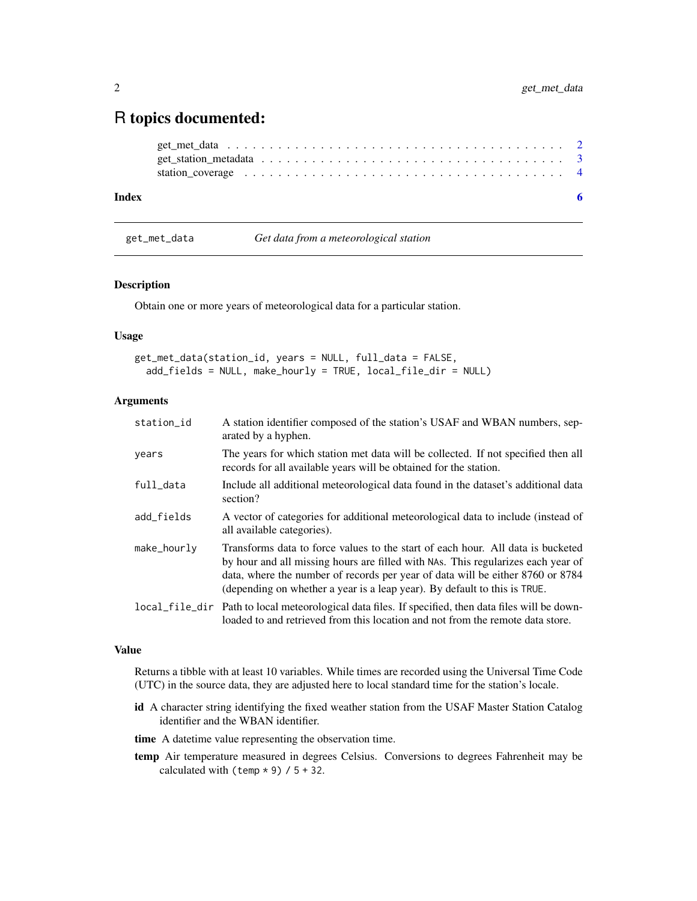# R topics documented:

get_met_data . . . . . . . . . . . . . . . . . . . . . . . . . . . . . . . . . . . . . 2
get_station_metadata . . . . . . . . . . . . . . . . . . . . . . . . . . . . . . . . . 3
station_coverage . . . . . . . . . . . . . . . . . . . . . . . . . . . . . . . . . . . 4

**Index** **6**

---

`get_met_data` *Get data from a meteorological station*

---

## Description

Obtain one or more years of meteorological data for a particular station.

## Usage

```
get_met_data(station_id, years = NULL, full_data = FALSE,
  add_fields = NULL, make_hourly = TRUE, local_file_dir = NULL)
```

## Arguments

| | |
|---|---|
| `station_id` | A station identifier composed of the station's USAF and WBAN numbers, separated by a hyphen. |
| `years` | The years for which station met data will be collected. If not specified then all records for all available years will be obtained for the station. |
| `full_data` | Include all additional meteorological data found in the dataset's additional data section? |
| `add_fields` | A vector of categories for additional meteorological data to include (instead of all available categories). |
| `make_hourly` | Transforms data to force values to the start of each hour. All data is bucketed by hour and all missing hours are filled with `NA`s. This regularizes each year of data, where the number of records per year of data will be either 8760 or 8784 (depending on whether a year is a leap year). By default to this is `TRUE`. |
| `local_file_dir` | Path to local meteorological data files. If specified, then data files will be downloaded to and retrieved from this location and not from the remote data store. |

## Value

Returns a tibble with at least 10 variables. While times are recorded using the Universal Time Code (UTC) in the source data, they are adjusted here to local standard time for the station's locale.

- **id** A character string identifying the fixed weather station from the USAF Master Station Catalog identifier and the WBAN identifier.
- **time** A datetime value representing the observation time.
- **temp** Air temperature measured in degrees Celsius. Conversions to degrees Fahrenheit may be calculated with `(temp * 9) / 5 + 32`.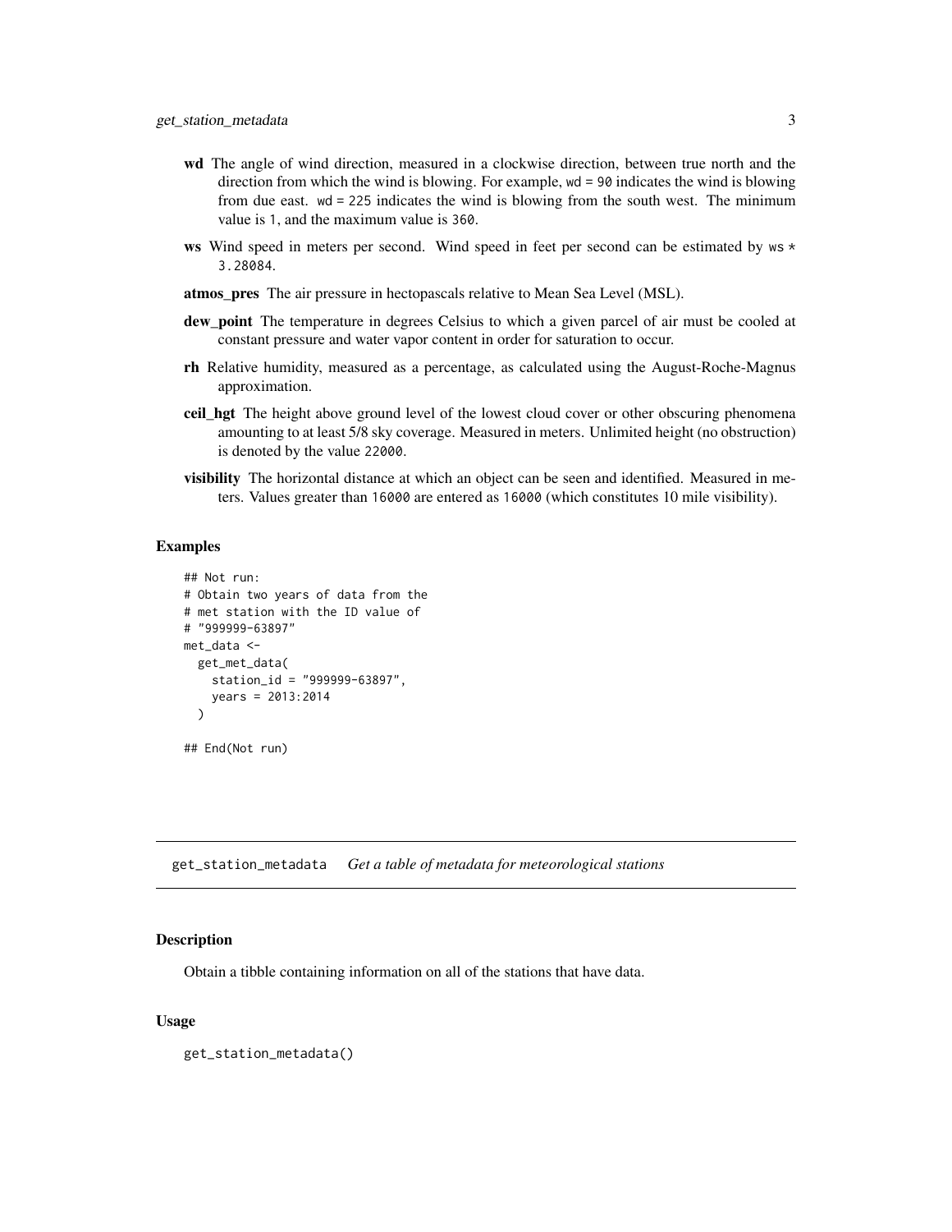- **wd** The angle of wind direction, measured in a clockwise direction, between true north and the direction from which the wind is blowing. For example, `wd = 90` indicates the wind is blowing from due east. `wd = 225` indicates the wind is blowing from the south west. The minimum value is `1`, and the maximum value is `360`.
- **ws** Wind speed in meters per second. Wind speed in feet per second can be estimated by `ws * 3.28084`.
- **atmos_pres** The air pressure in hectopascals relative to Mean Sea Level (MSL).
- **dew_point** The temperature in degrees Celsius to which a given parcel of air must be cooled at constant pressure and water vapor content in order for saturation to occur.
- **rh** Relative humidity, measured as a percentage, as calculated using the August-Roche-Magnus approximation.
- **ceil_hgt** The height above ground level of the lowest cloud cover or other obscuring phenomena amounting to at least 5/8 sky coverage. Measured in meters. Unlimited height (no obstruction) is denoted by the value `22000`.
- **visibility** The horizontal distance at which an object can be seen and identified. Measured in meters. Values greater than `16000` are entered as `16000` (which constitutes 10 mile visibility).

### Examples

```
## Not run:
# Obtain two years of data from the
# met station with the ID value of
# "999999-63897"
met_data <-
  get_met_data(
    station_id = "999999-63897",
    years = 2013:2014
  )

## End(Not run)
```

---

## get_station_metadata *Get a table of metadata for meteorological stations*

### Description

Obtain a tibble containing information on all of the stations that have data.

### Usage

```
get_station_metadata()
```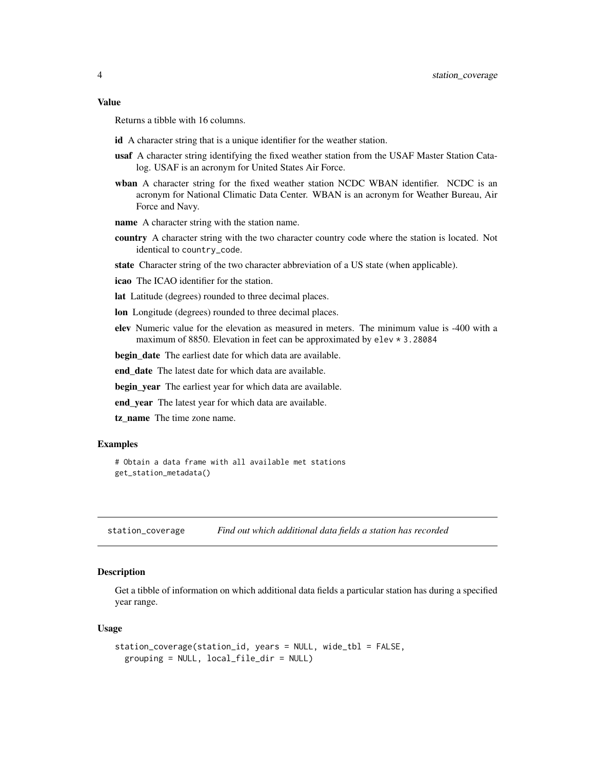### Value

Returns a tibble with 16 columns.

- **id** A character string that is a unique identifier for the weather station.
- **usaf** A character string identifying the fixed weather station from the USAF Master Station Catalog. USAF is an acronym for United States Air Force.
- **wban** A character string for the fixed weather station NCDC WBAN identifier. NCDC is an acronym for National Climatic Data Center. WBAN is an acronym for Weather Bureau, Air Force and Navy.
- **name** A character string with the station name.
- **country** A character string with the two character country code where the station is located. Not identical to `country_code`.
- **state** Character string of the two character abbreviation of a US state (when applicable).
- **icao** The ICAO identifier for the station.
- **lat** Latitude (degrees) rounded to three decimal places.
- **lon** Longitude (degrees) rounded to three decimal places.
- **elev** Numeric value for the elevation as measured in meters. The minimum value is -400 with a maximum of 8850. Elevation in feet can be approximated by `elev * 3.28084`
- **begin_date** The earliest date for which data are available.
- **end_date** The latest date for which data are available.
- **begin_year** The earliest year for which data are available.
- **end_year** The latest year for which data are available.
- **tz_name** The time zone name.

### Examples

```
# Obtain a data frame with all available met stations
get_station_metadata()
```

---

## station_coverage — *Find out which additional data fields a station has recorded*

### Description

Get a tibble of information on which additional data fields a particular station has during a specified year range.

### Usage

```
station_coverage(station_id, years = NULL, wide_tbl = FALSE,
  grouping = NULL, local_file_dir = NULL)
```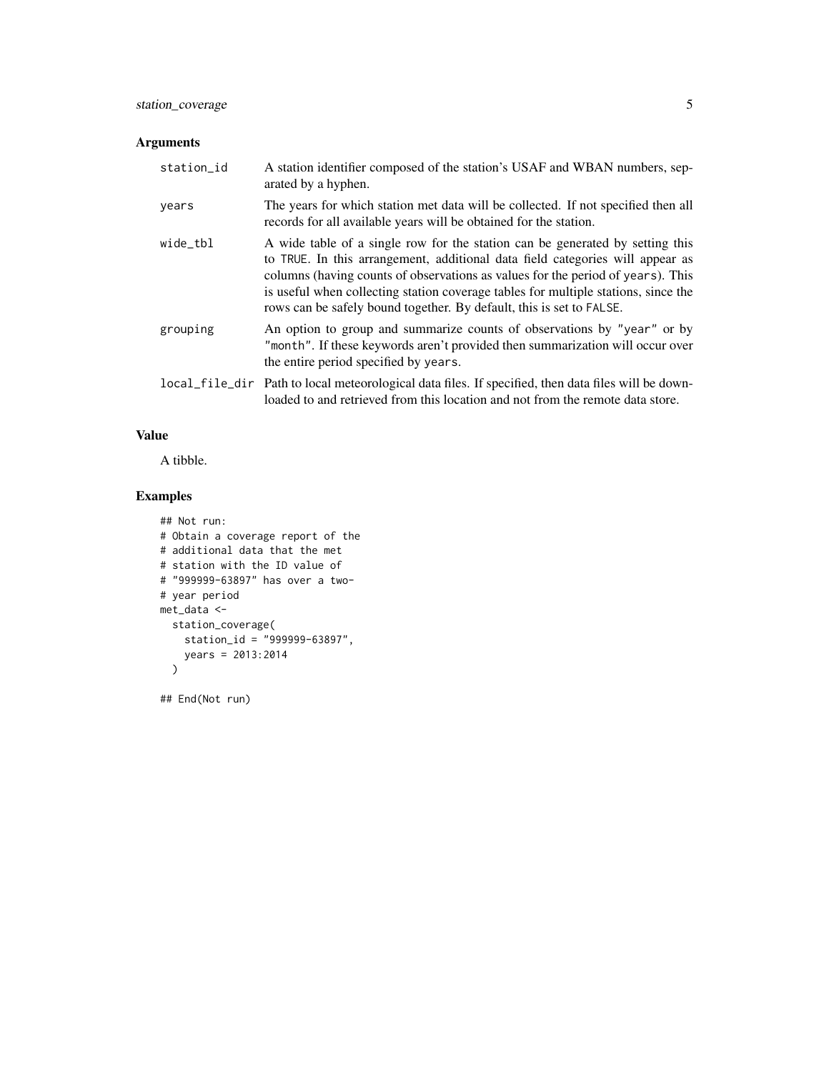### Arguments

| | |
|---|---|
| `station_id` | A station identifier composed of the station's USAF and WBAN numbers, separated by a hyphen. |
| `years` | The years for which station met data will be collected. If not specified then all records for all available years will be obtained for the station. |
| `wide_tbl` | A wide table of a single row for the station can be generated by setting this to `TRUE`. In this arrangement, additional data field categories will appear as columns (having counts of observations as values for the period of `years`). This is useful when collecting station coverage tables for multiple stations, since the rows can be safely bound together. By default, this is set to `FALSE`. |
| `grouping` | An option to group and summarize counts of observations by `"year"` or by `"month"`. If these keywords aren't provided then summarization will occur over the entire period specified by `years`. |
| `local_file_dir` | Path to local meteorological data files. If specified, then data files will be downloaded to and retrieved from this location and not from the remote data store. |

### Value

A tibble.

### Examples

```
## Not run:
# Obtain a coverage report of the
# additional data that the met
# station with the ID value of
# "999999-63897" has over a two-
# year period
met_data <-
  station_coverage(
    station_id = "999999-63897",
    years = 2013:2014
  )

## End(Not run)
```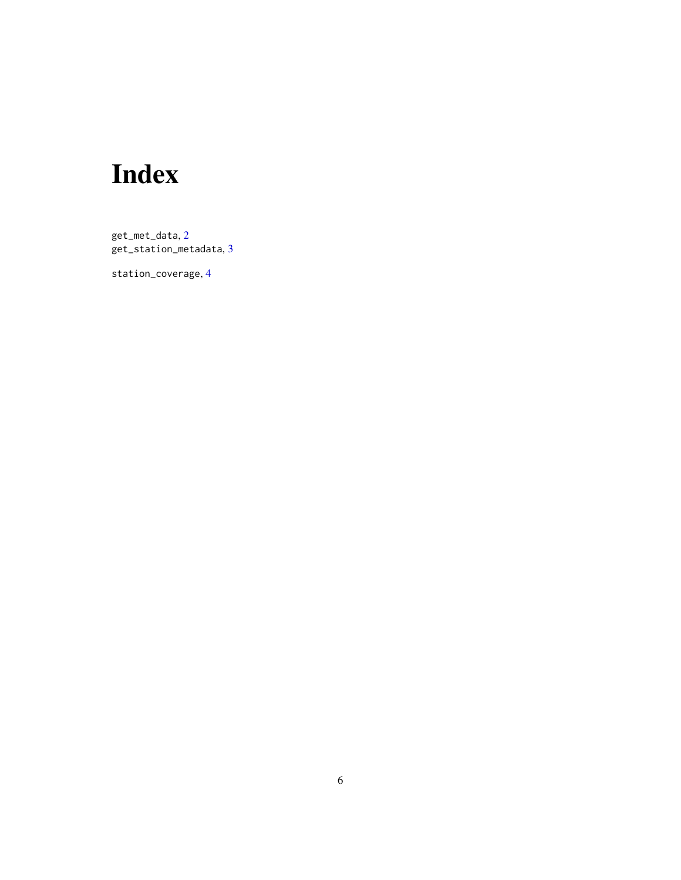# Index

get_met_data, 2
get_station_metadata, 3

station_coverage, 4